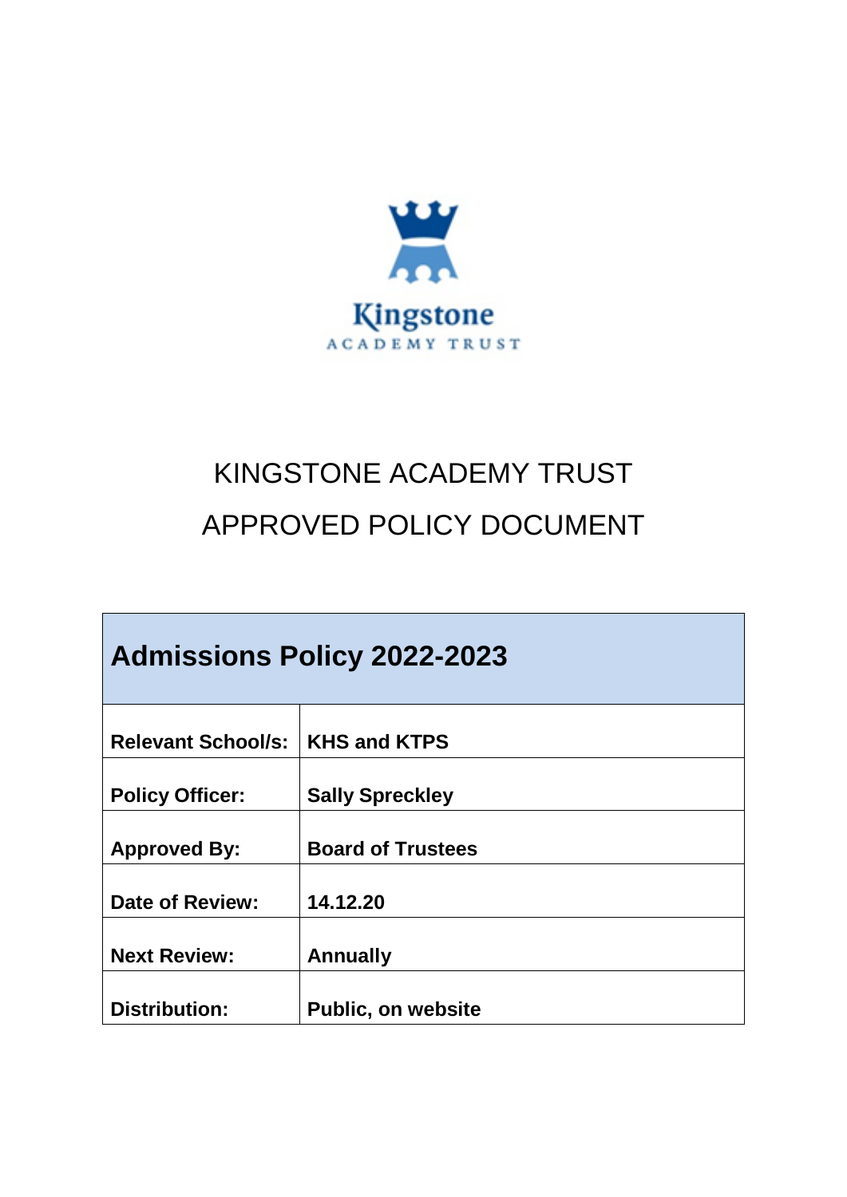Kingstone
ACADEMY TRUST

# KINGSTONE ACADEMY TRUST
# APPROVED POLICY DOCUMENT

| **Admissions Policy 2022-2023** | |
|---|---|
| **Relevant School/s:** | **KHS and KTPS** |
| **Policy Officer:** | **Sally Spreckley** |
| **Approved By:** | **Board of Trustees** |
| **Date of Review:** | **14.12.20** |
| **Next Review:** | **Annually** |
| **Distribution:** | **Public, on website** |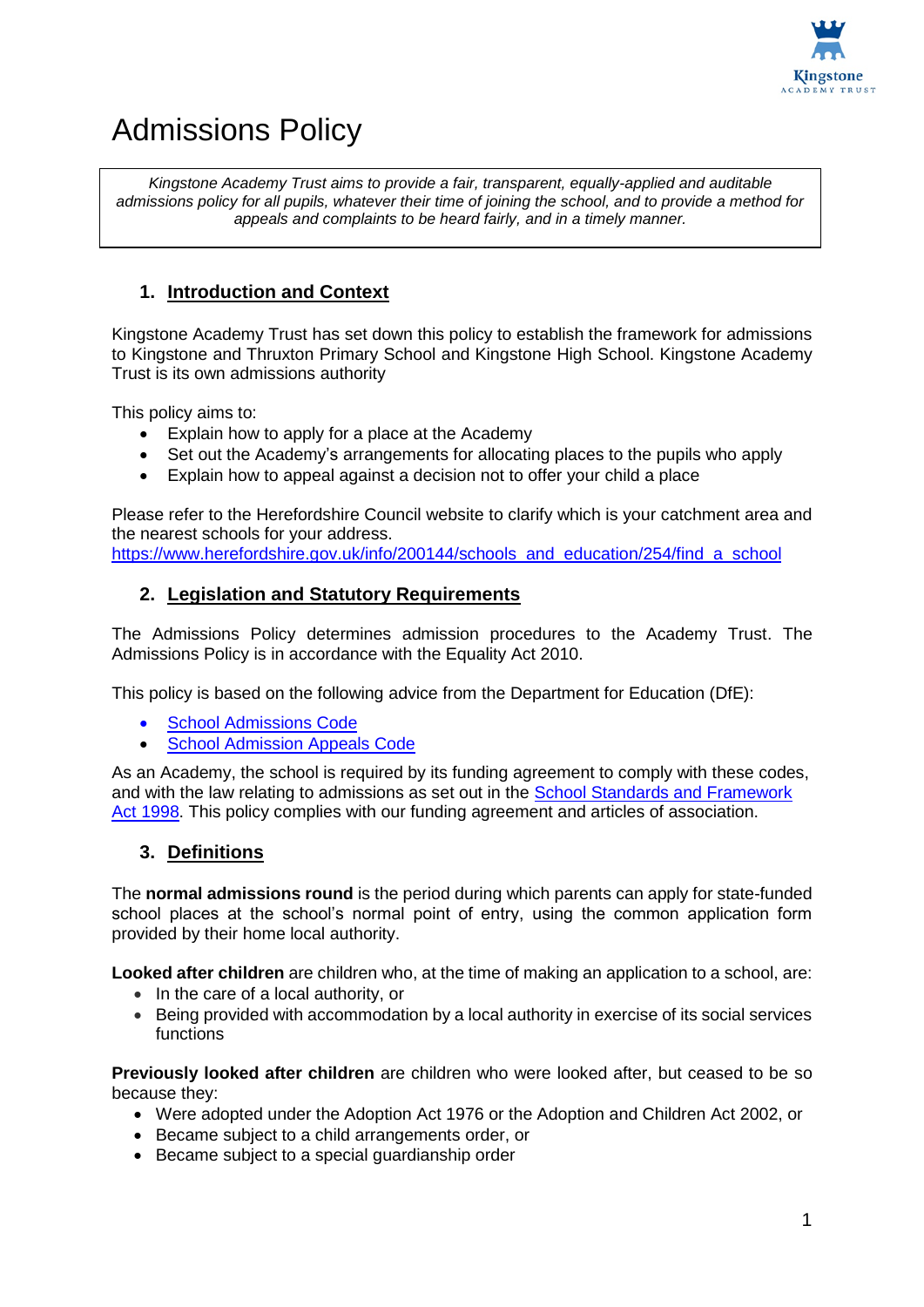# Admissions Policy

*Kingstone Academy Trust aims to provide a fair, transparent, equally-applied and auditable admissions policy for all pupils, whatever their time of joining the school, and to provide a method for appeals and complaints to be heard fairly, and in a timely manner.*

## 1. Introduction and Context

Kingstone Academy Trust has set down this policy to establish the framework for admissions to Kingstone and Thruxton Primary School and Kingstone High School. Kingstone Academy Trust is its own admissions authority

This policy aims to:

- Explain how to apply for a place at the Academy
- Set out the Academy's arrangements for allocating places to the pupils who apply
- Explain how to appeal against a decision not to offer your child a place

Please refer to the Herefordshire Council website to clarify which is your catchment area and the nearest schools for your address.
https://www.herefordshire.gov.uk/info/200144/schools_and_education/254/find_a_school

## 2. Legislation and Statutory Requirements

The Admissions Policy determines admission procedures to the Academy Trust. The Admissions Policy is in accordance with the Equality Act 2010.

This policy is based on the following advice from the Department for Education (DfE):

- School Admissions Code
- School Admission Appeals Code

As an Academy, the school is required by its funding agreement to comply with these codes, and with the law relating to admissions as set out in the School Standards and Framework Act 1998. This policy complies with our funding agreement and articles of association.

## 3. Definitions

The **normal admissions round** is the period during which parents can apply for state-funded school places at the school's normal point of entry, using the common application form provided by their home local authority.

**Looked after children** are children who, at the time of making an application to a school, are:

- In the care of a local authority, or
- Being provided with accommodation by a local authority in exercise of its social services functions

**Previously looked after children** are children who were looked after, but ceased to be so because they:

- Were adopted under the Adoption Act 1976 or the Adoption and Children Act 2002, or
- Became subject to a child arrangements order, or
- Became subject to a special guardianship order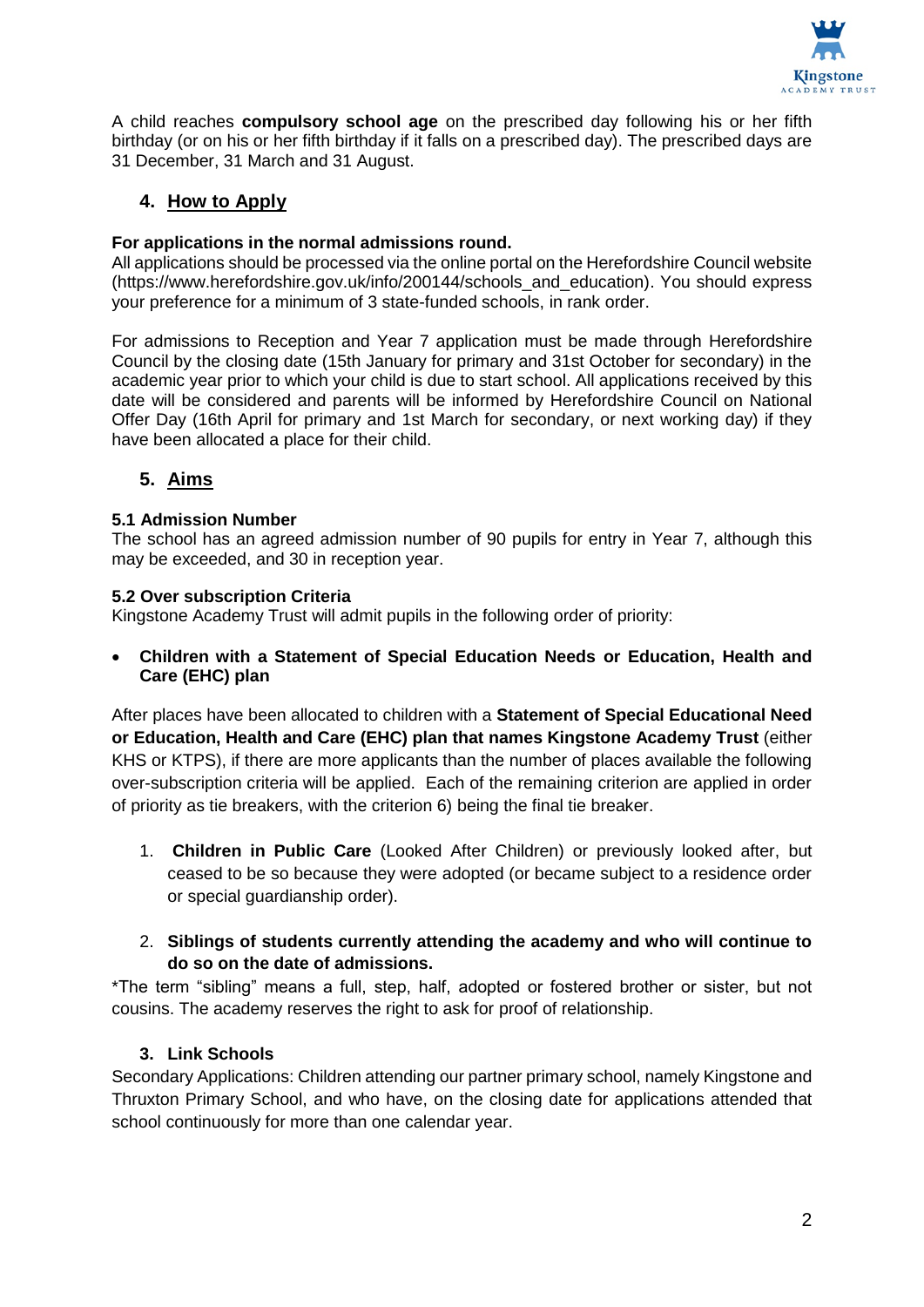A child reaches **compulsory school age** on the prescribed day following his or her fifth birthday (or on his or her fifth birthday if it falls on a prescribed day). The prescribed days are 31 December, 31 March and 31 August.

## 4. How to Apply

**For applications in the normal admissions round.**
All applications should be processed via the online portal on the Herefordshire Council website (https://www.herefordshire.gov.uk/info/200144/schools_and_education). You should express your preference for a minimum of 3 state-funded schools, in rank order.

For admissions to Reception and Year 7 application must be made through Herefordshire Council by the closing date (15th January for primary and 31st October for secondary) in the academic year prior to which your child is due to start school. All applications received by this date will be considered and parents will be informed by Herefordshire Council on National Offer Day (16th April for primary and 1st March for secondary, or next working day) if they have been allocated a place for their child.

## 5. Aims

### 5.1 Admission Number

The school has an agreed admission number of 90 pupils for entry in Year 7, although this may be exceeded, and 30 in reception year.

### 5.2 Over subscription Criteria

Kingstone Academy Trust will admit pupils in the following order of priority:

- **Children with a Statement of Special Education Needs or Education, Health and Care (EHC) plan**

After places have been allocated to children with a **Statement of Special Educational Need or Education, Health and Care (EHC) plan that names Kingstone Academy Trust** (either KHS or KTPS), if there are more applicants than the number of places available the following over-subscription criteria will be applied. Each of the remaining criterion are applied in order of priority as tie breakers, with the criterion 6) being the final tie breaker.

1. **Children in Public Care** (Looked After Children) or previously looked after, but ceased to be so because they were adopted (or became subject to a residence order or special guardianship order).

2. **Siblings of students currently attending the academy and who will continue to do so on the date of admissions.**

*The term "sibling" means a full, step, half, adopted or fostered brother or sister, but not cousins. The academy reserves the right to ask for proof of relationship.

3. **Link Schools**

Secondary Applications: Children attending our partner primary school, namely Kingstone and Thruxton Primary School, and who have, on the closing date for applications attended that school continuously for more than one calendar year.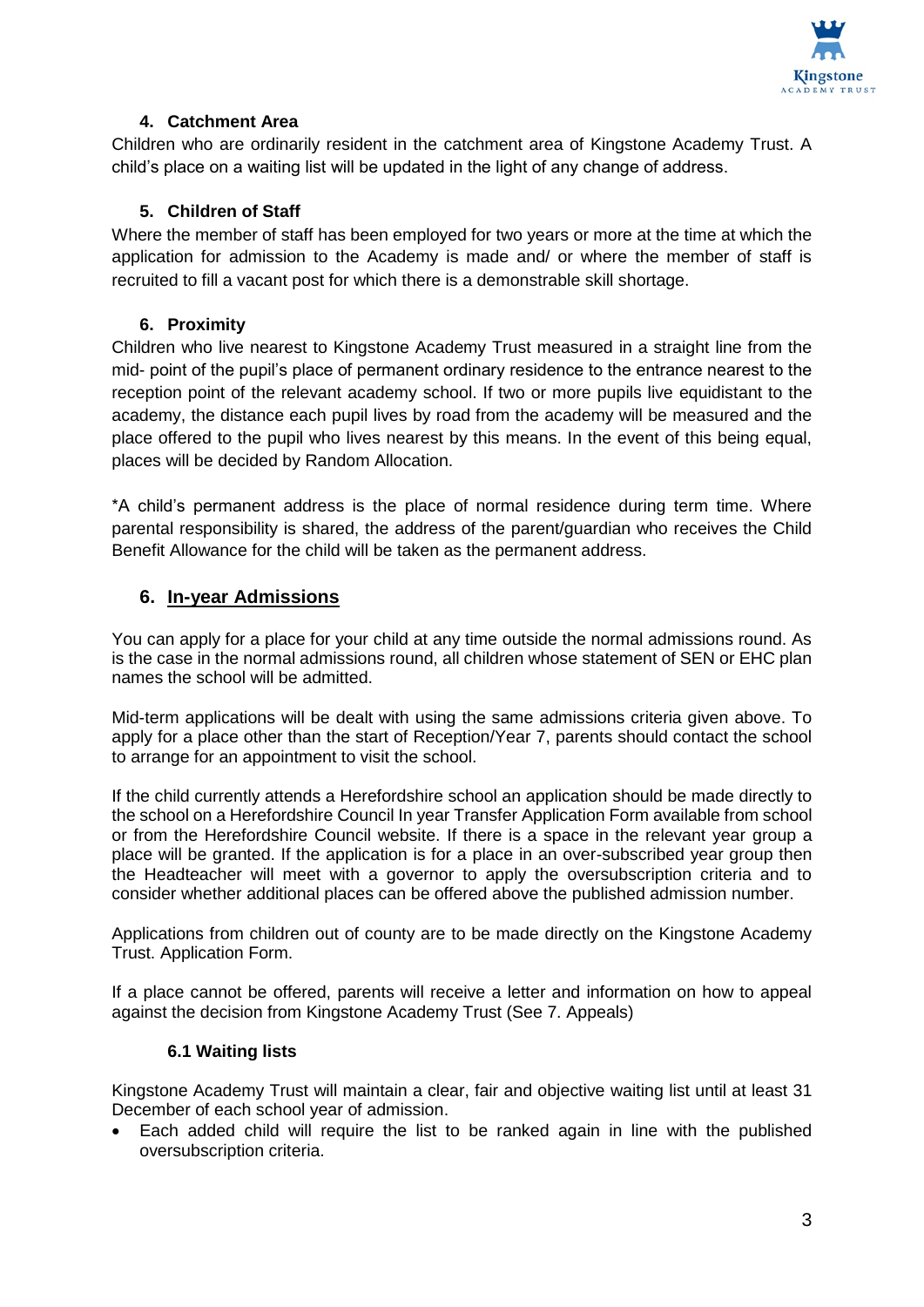#### 4. Catchment Area

Children who are ordinarily resident in the catchment area of Kingstone Academy Trust. A child's place on a waiting list will be updated in the light of any change of address.

#### 5. Children of Staff

Where the member of staff has been employed for two years or more at the time at which the application for admission to the Academy is made and/ or where the member of staff is recruited to fill a vacant post for which there is a demonstrable skill shortage.

#### 6. Proximity

Children who live nearest to Kingstone Academy Trust measured in a straight line from the mid- point of the pupil's place of permanent ordinary residence to the entrance nearest to the reception point of the relevant academy school. If two or more pupils live equidistant to the academy, the distance each pupil lives by road from the academy will be measured and the place offered to the pupil who lives nearest by this means. In the event of this being equal, places will be decided by Random Allocation.

*A child's permanent address is the place of normal residence during term time. Where parental responsibility is shared, the address of the parent/guardian who receives the Child Benefit Allowance for the child will be taken as the permanent address.

## 6. In-year Admissions

You can apply for a place for your child at any time outside the normal admissions round. As is the case in the normal admissions round, all children whose statement of SEN or EHC plan names the school will be admitted.

Mid-term applications will be dealt with using the same admissions criteria given above. To apply for a place other than the start of Reception/Year 7, parents should contact the school to arrange for an appointment to visit the school.

If the child currently attends a Herefordshire school an application should be made directly to the school on a Herefordshire Council In year Transfer Application Form available from school or from the Herefordshire Council website. If there is a space in the relevant year group a place will be granted. If the application is for a place in an over-subscribed year group then the Headteacher will meet with a governor to apply the oversubscription criteria and to consider whether additional places can be offered above the published admission number.

Applications from children out of county are to be made directly on the Kingstone Academy Trust. Application Form.

If a place cannot be offered, parents will receive a letter and information on how to appeal against the decision from Kingstone Academy Trust (See 7. Appeals)

### 6.1 Waiting lists

Kingstone Academy Trust will maintain a clear, fair and objective waiting list until at least 31 December of each school year of admission.

- Each added child will require the list to be ranked again in line with the published oversubscription criteria.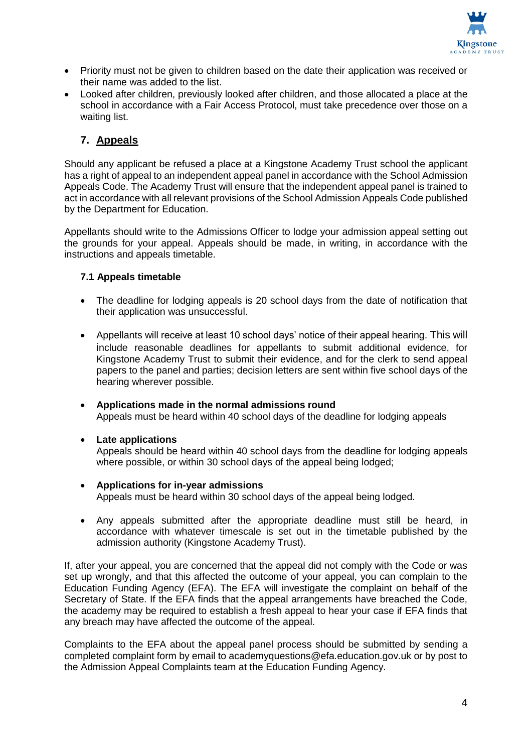- Priority must not be given to children based on the date their application was received or their name was added to the list.
- Looked after children, previously looked after children, and those allocated a place at the school in accordance with a Fair Access Protocol, must take precedence over those on a waiting list.

## 7. Appeals

Should any applicant be refused a place at a Kingstone Academy Trust school the applicant has a right of appeal to an independent appeal panel in accordance with the School Admission Appeals Code. The Academy Trust will ensure that the independent appeal panel is trained to act in accordance with all relevant provisions of the School Admission Appeals Code published by the Department for Education.

Appellants should write to the Admissions Officer to lodge your admission appeal setting out the grounds for your appeal. Appeals should be made, in writing, in accordance with the instructions and appeals timetable.

### 7.1 Appeals timetable

- The deadline for lodging appeals is 20 school days from the date of notification that their application was unsuccessful.

- Appellants will receive at least 10 school days' notice of their appeal hearing. This will include reasonable deadlines for appellants to submit additional evidence, for Kingstone Academy Trust to submit their evidence, and for the clerk to send appeal papers to the panel and parties; decision letters are sent within five school days of the hearing wherever possible.

- **Applications made in the normal admissions round**
  Appeals must be heard within 40 school days of the deadline for lodging appeals

- **Late applications**
  Appeals should be heard within 40 school days from the deadline for lodging appeals where possible, or within 30 school days of the appeal being lodged;

- **Applications for in-year admissions**
  Appeals must be heard within 30 school days of the appeal being lodged.

- Any appeals submitted after the appropriate deadline must still be heard, in accordance with whatever timescale is set out in the timetable published by the admission authority (Kingstone Academy Trust).

If, after your appeal, you are concerned that the appeal did not comply with the Code or was set up wrongly, and that this affected the outcome of your appeal, you can complain to the Education Funding Agency (EFA). The EFA will investigate the complaint on behalf of the Secretary of State. If the EFA finds that the appeal arrangements have breached the Code, the academy may be required to establish a fresh appeal to hear your case if EFA finds that any breach may have affected the outcome of the appeal.

Complaints to the EFA about the appeal panel process should be submitted by sending a completed complaint form by email to academyquestions@efa.education.gov.uk or by post to the Admission Appeal Complaints team at the Education Funding Agency.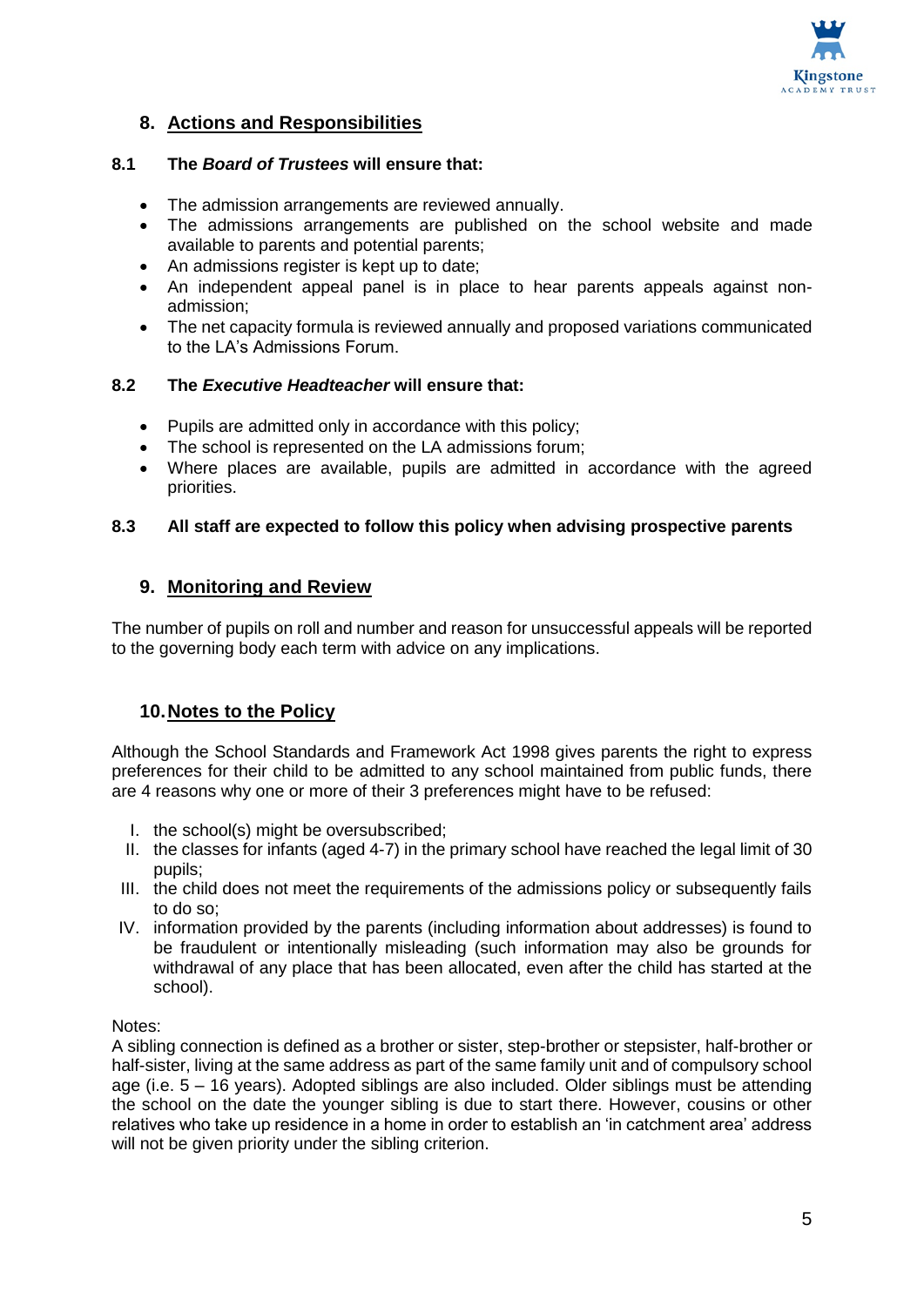## 8. Actions and Responsibilities

### 8.1 The *Board of Trustees* will ensure that:

- The admission arrangements are reviewed annually.
- The admissions arrangements are published on the school website and made available to parents and potential parents;
- An admissions register is kept up to date;
- An independent appeal panel is in place to hear parents appeals against non-admission;
- The net capacity formula is reviewed annually and proposed variations communicated to the LA's Admissions Forum.

### 8.2 The *Executive Headteacher* will ensure that:

- Pupils are admitted only in accordance with this policy;
- The school is represented on the LA admissions forum;
- Where places are available, pupils are admitted in accordance with the agreed priorities.

### 8.3 All staff are expected to follow this policy when advising prospective parents

## 9. Monitoring and Review

The number of pupils on roll and number and reason for unsuccessful appeals will be reported to the governing body each term with advice on any implications.

## 10. Notes to the Policy

Although the School Standards and Framework Act 1998 gives parents the right to express preferences for their child to be admitted to any school maintained from public funds, there are 4 reasons why one or more of their 3 preferences might have to be refused:

I. the school(s) might be oversubscribed;
II. the classes for infants (aged 4-7) in the primary school have reached the legal limit of 30 pupils;
III. the child does not meet the requirements of the admissions policy or subsequently fails to do so;
IV. information provided by the parents (including information about addresses) is found to be fraudulent or intentionally misleading (such information may also be grounds for withdrawal of any place that has been allocated, even after the child has started at the school).

Notes:
A sibling connection is defined as a brother or sister, step-brother or stepsister, half-brother or half-sister, living at the same address as part of the same family unit and of compulsory school age (i.e. 5 – 16 years). Adopted siblings are also included. Older siblings must be attending the school on the date the younger sibling is due to start there. However, cousins or other relatives who take up residence in a home in order to establish an 'in catchment area' address will not be given priority under the sibling criterion.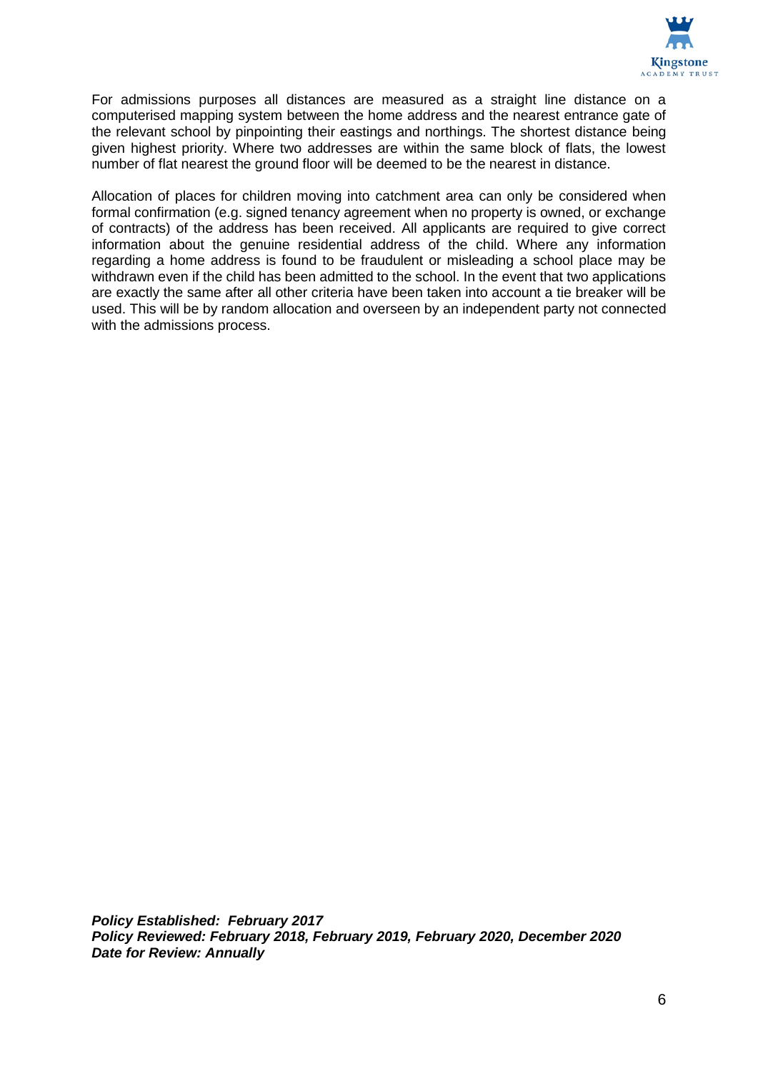For admissions purposes all distances are measured as a straight line distance on a computerised mapping system between the home address and the nearest entrance gate of the relevant school by pinpointing their eastings and northings. The shortest distance being given highest priority. Where two addresses are within the same block of flats, the lowest number of flat nearest the ground floor will be deemed to be the nearest in distance.

Allocation of places for children moving into catchment area can only be considered when formal confirmation (e.g. signed tenancy agreement when no property is owned, or exchange of contracts) of the address has been received. All applicants are required to give correct information about the genuine residential address of the child. Where any information regarding a home address is found to be fraudulent or misleading a school place may be withdrawn even if the child has been admitted to the school. In the event that two applications are exactly the same after all other criteria have been taken into account a tie breaker will be used. This will be by random allocation and overseen by an independent party not connected with the admissions process.

***Policy Established: February 2017***
***Policy Reviewed: February 2018, February 2019, February 2020, December 2020***
***Date for Review: Annually***